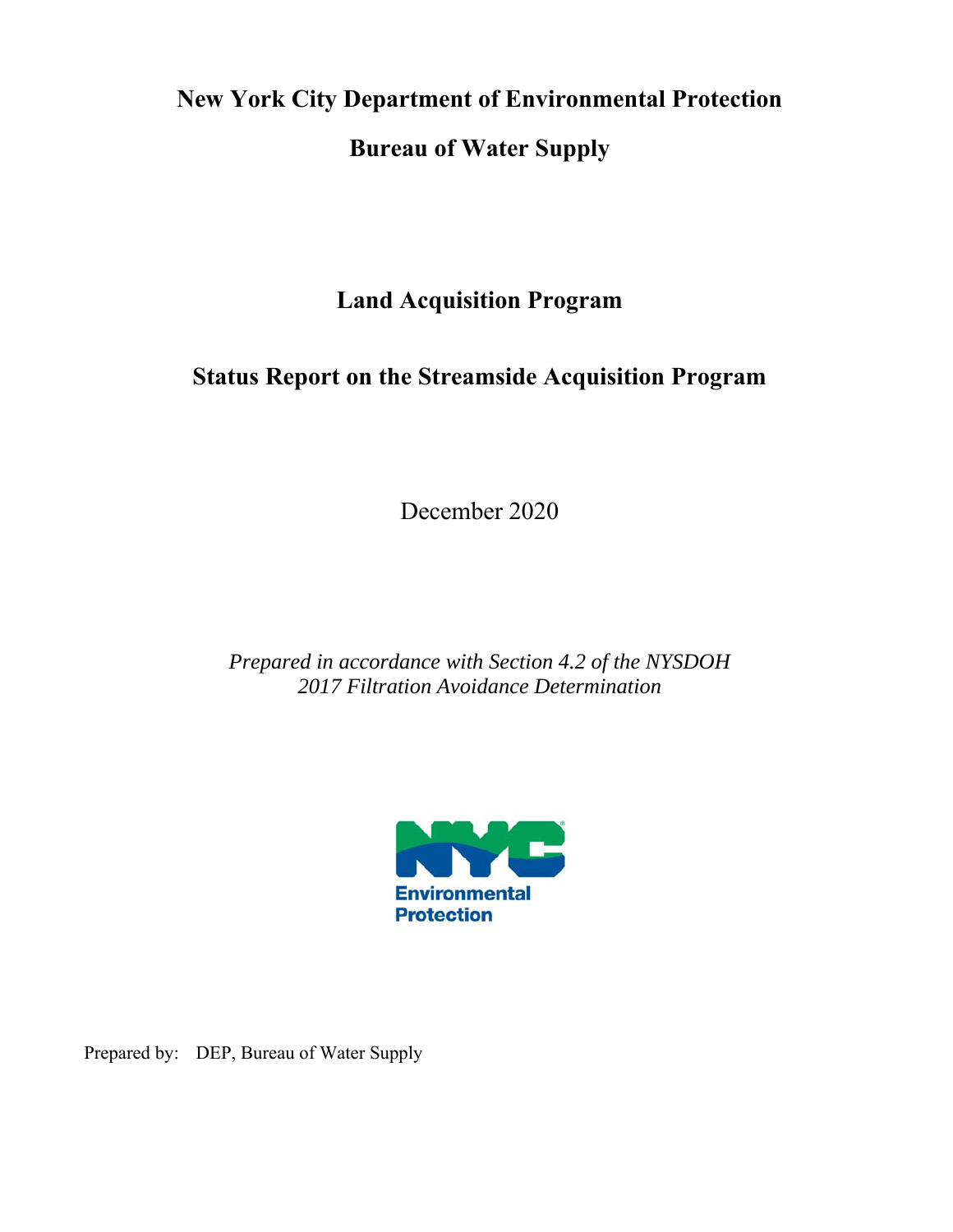# New York City Department of Environmental Protection

# Bureau of Water Supply

## Land Acquisition Program

## Status Report on the Streamside Acquisition Program

December 2020

*Prepared in accordance with Section 4.2 of the NYSDOH 2017 Filtration Avoidance Determination*

Prepared by: DEP, Bureau of Water Supply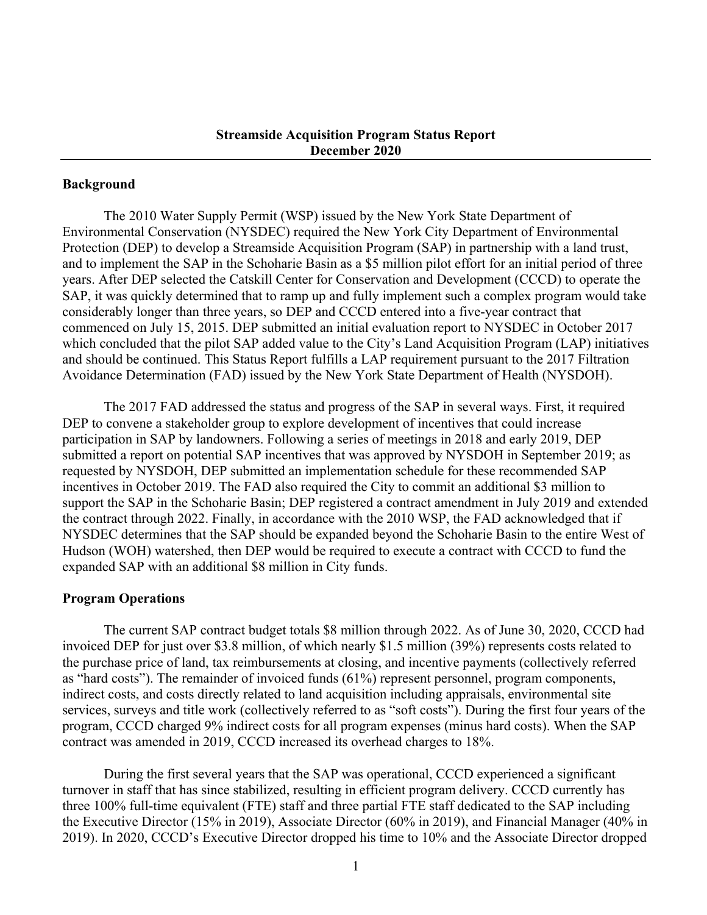**Streamside Acquisition Program Status Report**
**December 2020**

## Background

The 2010 Water Supply Permit (WSP) issued by the New York State Department of Environmental Conservation (NYSDEC) required the New York City Department of Environmental Protection (DEP) to develop a Streamside Acquisition Program (SAP) in partnership with a land trust, and to implement the SAP in the Schoharie Basin as a $5 million pilot effort for an initial period of three years. After DEP selected the Catskill Center for Conservation and Development (CCCD) to operate the SAP, it was quickly determined that to ramp up and fully implement such a complex program would take considerably longer than three years, so DEP and CCCD entered into a five-year contract that commenced on July 15, 2015. DEP submitted an initial evaluation report to NYSDEC in October 2017 which concluded that the pilot SAP added value to the City's Land Acquisition Program (LAP) initiatives and should be continued. This Status Report fulfills a LAP requirement pursuant to the 2017 Filtration Avoidance Determination (FAD) issued by the New York State Department of Health (NYSDOH).

The 2017 FAD addressed the status and progress of the SAP in several ways. First, it required DEP to convene a stakeholder group to explore development of incentives that could increase participation in SAP by landowners. Following a series of meetings in 2018 and early 2019, DEP submitted a report on potential SAP incentives that was approved by NYSDOH in September 2019; as requested by NYSDOH, DEP submitted an implementation schedule for these recommended SAP incentives in October 2019. The FAD also required the City to commit an additional $3 million to support the SAP in the Schoharie Basin; DEP registered a contract amendment in July 2019 and extended the contract through 2022. Finally, in accordance with the 2010 WSP, the FAD acknowledged that if NYSDEC determines that the SAP should be expanded beyond the Schoharie Basin to the entire West of Hudson (WOH) watershed, then DEP would be required to execute a contract with CCCD to fund the expanded SAP with an additional $8 million in City funds.

## Program Operations

The current SAP contract budget totals $8 million through 2022. As of June 30, 2020, CCCD had invoiced DEP for just over $3.8 million, of which nearly $1.5 million (39%) represents costs related to the purchase price of land, tax reimbursements at closing, and incentive payments (collectively referred as "hard costs"). The remainder of invoiced funds (61%) represent personnel, program components, indirect costs, and costs directly related to land acquisition including appraisals, environmental site services, surveys and title work (collectively referred to as "soft costs"). During the first four years of the program, CCCD charged 9% indirect costs for all program expenses (minus hard costs). When the SAP contract was amended in 2019, CCCD increased its overhead charges to 18%.

During the first several years that the SAP was operational, CCCD experienced a significant turnover in staff that has since stabilized, resulting in efficient program delivery. CCCD currently has three 100% full-time equivalent (FTE) staff and three partial FTE staff dedicated to the SAP including the Executive Director (15% in 2019), Associate Director (60% in 2019), and Financial Manager (40% in 2019). In 2020, CCCD's Executive Director dropped his time to 10% and the Associate Director dropped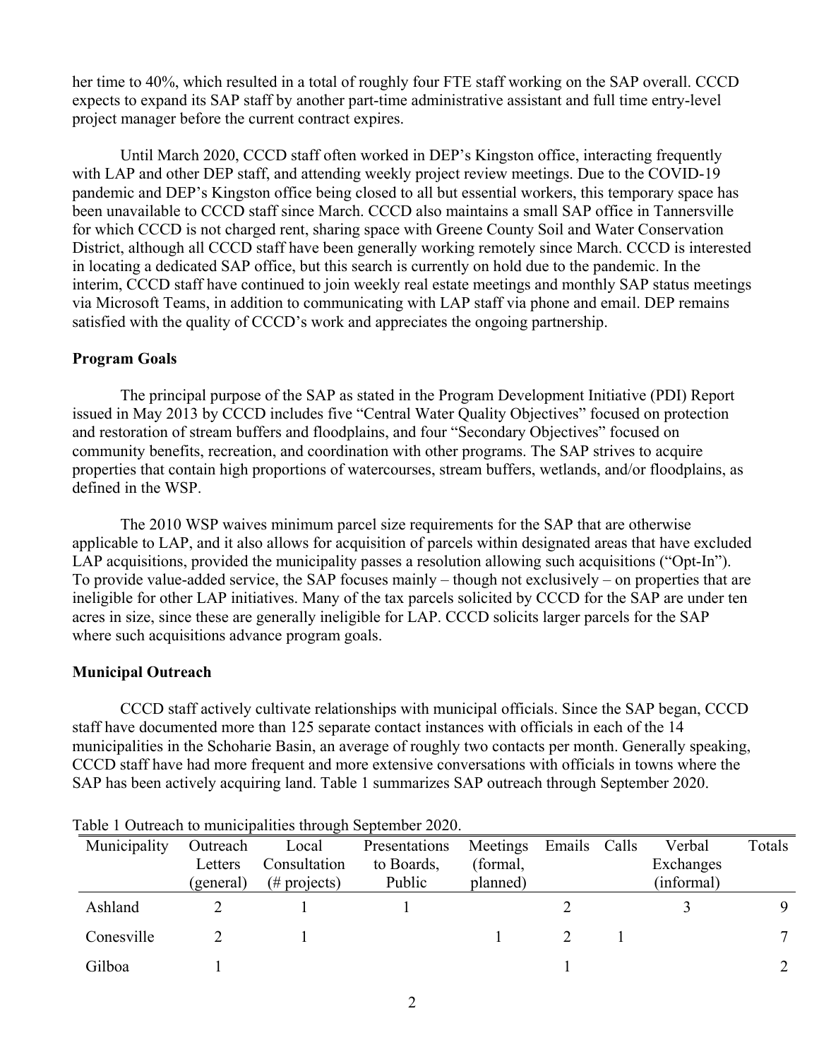her time to 40%, which resulted in a total of roughly four FTE staff working on the SAP overall. CCCD expects to expand its SAP staff by another part-time administrative assistant and full time entry-level project manager before the current contract expires.

Until March 2020, CCCD staff often worked in DEP's Kingston office, interacting frequently with LAP and other DEP staff, and attending weekly project review meetings. Due to the COVID-19 pandemic and DEP's Kingston office being closed to all but essential workers, this temporary space has been unavailable to CCCD staff since March. CCCD also maintains a small SAP office in Tannersville for which CCCD is not charged rent, sharing space with Greene County Soil and Water Conservation District, although all CCCD staff have been generally working remotely since March. CCCD is interested in locating a dedicated SAP office, but this search is currently on hold due to the pandemic. In the interim, CCCD staff have continued to join weekly real estate meetings and monthly SAP status meetings via Microsoft Teams, in addition to communicating with LAP staff via phone and email. DEP remains satisfied with the quality of CCCD's work and appreciates the ongoing partnership.

**Program Goals**

The principal purpose of the SAP as stated in the Program Development Initiative (PDI) Report issued in May 2013 by CCCD includes five "Central Water Quality Objectives" focused on protection and restoration of stream buffers and floodplains, and four "Secondary Objectives" focused on community benefits, recreation, and coordination with other programs. The SAP strives to acquire properties that contain high proportions of watercourses, stream buffers, wetlands, and/or floodplains, as defined in the WSP.

The 2010 WSP waives minimum parcel size requirements for the SAP that are otherwise applicable to LAP, and it also allows for acquisition of parcels within designated areas that have excluded LAP acquisitions, provided the municipality passes a resolution allowing such acquisitions ("Opt-In"). To provide value-added service, the SAP focuses mainly – though not exclusively – on properties that are ineligible for other LAP initiatives. Many of the tax parcels solicited by CCCD for the SAP are under ten acres in size, since these are generally ineligible for LAP. CCCD solicits larger parcels for the SAP where such acquisitions advance program goals.

**Municipal Outreach**

CCCD staff actively cultivate relationships with municipal officials. Since the SAP began, CCCD staff have documented more than 125 separate contact instances with officials in each of the 14 municipalities in the Schoharie Basin, an average of roughly two contacts per month. Generally speaking, CCCD staff have had more frequent and more extensive conversations with officials in towns where the SAP has been actively acquiring land. Table 1 summarizes SAP outreach through September 2020.

Table 1 Outreach to municipalities through September 2020.

| Municipality | Outreach Letters (general) | Local Consultation (# projects) | Presentations to Boards, Public | Meetings (formal, planned) | Emails | Calls | Verbal Exchanges (informal) | Totals |
|---|---|---|---|---|---|---|---|---|
| Ashland | 2 | 1 | 1 | | 2 | | 3 | 9 |
| Conesville | 2 | 1 | | 1 | 2 | 1 | | 7 |
| Gilboa | 1 | | | | 1 | | | 2 |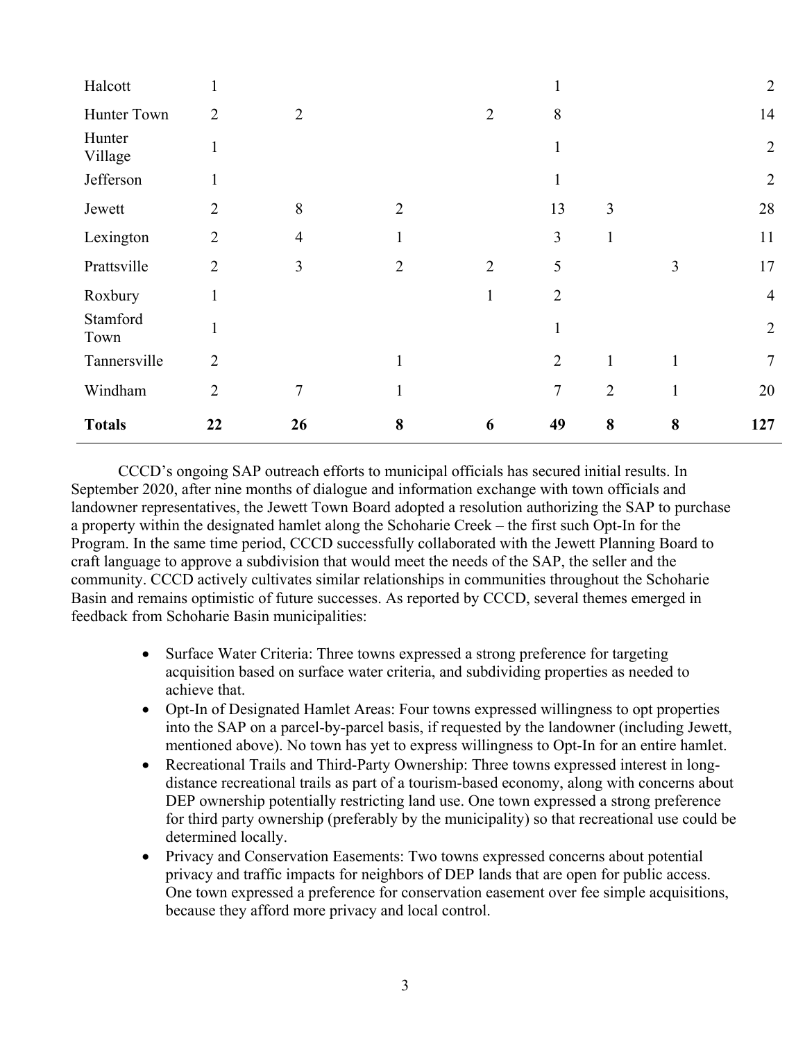| | | | | | | | | |
|---|---|---|---|---|---|---|---|---|
| Halcott | 1 | | | | 1 | | | 2 |
| Hunter Town | 2 | 2 | | 2 | 8 | | | 14 |
| Hunter Village | 1 | | | | 1 | | | 2 |
| Jefferson | 1 | | | | 1 | | | 2 |
| Jewett | 2 | 8 | 2 | | 13 | 3 | | 28 |
| Lexington | 2 | 4 | 1 | | 3 | 1 | | 11 |
| Prattsville | 2 | 3 | 2 | 2 | 5 | | 3 | 17 |
| Roxbury | 1 | | | 1 | 2 | | | 4 |
| Stamford Town | 1 | | | | 1 | | | 2 |
| Tannersville | 2 | | 1 | | 2 | 1 | 1 | 7 |
| Windham | 2 | 7 | 1 | | 7 | 2 | 1 | 20 |
| **Totals** | **22** | **26** | **8** | **6** | **49** | **8** | **8** | **127** |

CCCD's ongoing SAP outreach efforts to municipal officials has secured initial results. In September 2020, after nine months of dialogue and information exchange with town officials and landowner representatives, the Jewett Town Board adopted a resolution authorizing the SAP to purchase a property within the designated hamlet along the Schoharie Creek – the first such Opt-In for the Program. In the same time period, CCCD successfully collaborated with the Jewett Planning Board to craft language to approve a subdivision that would meet the needs of the SAP, the seller and the community. CCCD actively cultivates similar relationships in communities throughout the Schoharie Basin and remains optimistic of future successes. As reported by CCCD, several themes emerged in feedback from Schoharie Basin municipalities:

- Surface Water Criteria: Three towns expressed a strong preference for targeting acquisition based on surface water criteria, and subdividing properties as needed to achieve that.
- Opt-In of Designated Hamlet Areas: Four towns expressed willingness to opt properties into the SAP on a parcel-by-parcel basis, if requested by the landowner (including Jewett, mentioned above). No town has yet to express willingness to Opt-In for an entire hamlet.
- Recreational Trails and Third-Party Ownership: Three towns expressed interest in long-distance recreational trails as part of a tourism-based economy, along with concerns about DEP ownership potentially restricting land use. One town expressed a strong preference for third party ownership (preferably by the municipality) so that recreational use could be determined locally.
- Privacy and Conservation Easements: Two towns expressed concerns about potential privacy and traffic impacts for neighbors of DEP lands that are open for public access. One town expressed a preference for conservation easement over fee simple acquisitions, because they afford more privacy and local control.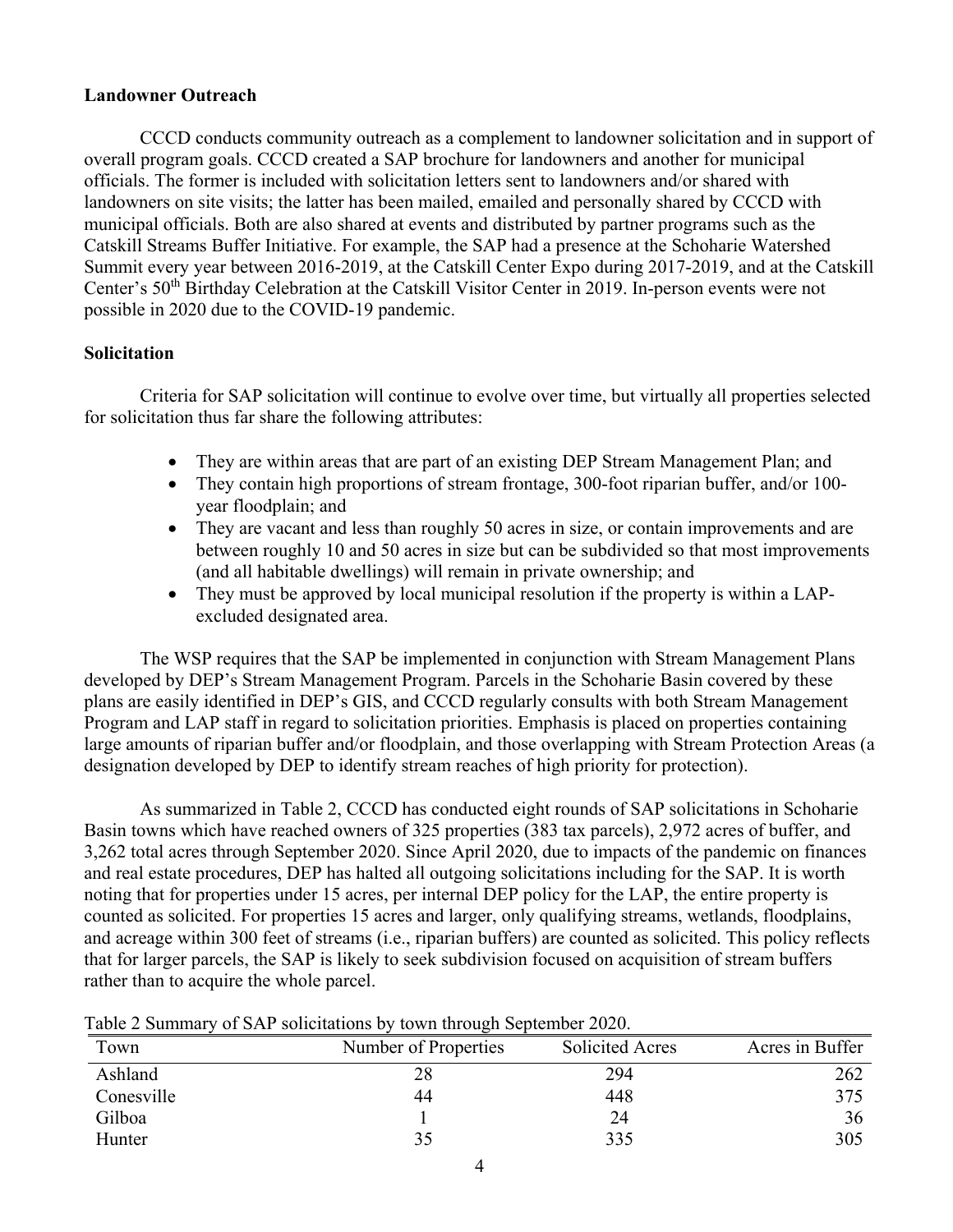**Landowner Outreach**

CCCD conducts community outreach as a complement to landowner solicitation and in support of overall program goals. CCCD created a SAP brochure for landowners and another for municipal officials. The former is included with solicitation letters sent to landowners and/or shared with landowners on site visits; the latter has been mailed, emailed and personally shared by CCCD with municipal officials. Both are also shared at events and distributed by partner programs such as the Catskill Streams Buffer Initiative. For example, the SAP had a presence at the Schoharie Watershed Summit every year between 2016-2019, at the Catskill Center Expo during 2017-2019, and at the Catskill Center's 50th Birthday Celebration at the Catskill Visitor Center in 2019. In-person events were not possible in 2020 due to the COVID-19 pandemic.

**Solicitation**

Criteria for SAP solicitation will continue to evolve over time, but virtually all properties selected for solicitation thus far share the following attributes:

- They are within areas that are part of an existing DEP Stream Management Plan; and
- They contain high proportions of stream frontage, 300-foot riparian buffer, and/or 100-year floodplain; and
- They are vacant and less than roughly 50 acres in size, or contain improvements and are between roughly 10 and 50 acres in size but can be subdivided so that most improvements (and all habitable dwellings) will remain in private ownership; and
- They must be approved by local municipal resolution if the property is within a LAP-excluded designated area.

The WSP requires that the SAP be implemented in conjunction with Stream Management Plans developed by DEP's Stream Management Program. Parcels in the Schoharie Basin covered by these plans are easily identified in DEP's GIS, and CCCD regularly consults with both Stream Management Program and LAP staff in regard to solicitation priorities. Emphasis is placed on properties containing large amounts of riparian buffer and/or floodplain, and those overlapping with Stream Protection Areas (a designation developed by DEP to identify stream reaches of high priority for protection).

As summarized in Table 2, CCCD has conducted eight rounds of SAP solicitations in Schoharie Basin towns which have reached owners of 325 properties (383 tax parcels), 2,972 acres of buffer, and 3,262 total acres through September 2020. Since April 2020, due to impacts of the pandemic on finances and real estate procedures, DEP has halted all outgoing solicitations including for the SAP. It is worth noting that for properties under 15 acres, per internal DEP policy for the LAP, the entire property is counted as solicited. For properties 15 acres and larger, only qualifying streams, wetlands, floodplains, and acreage within 300 feet of streams (i.e., riparian buffers) are counted as solicited. This policy reflects that for larger parcels, the SAP is likely to seek subdivision focused on acquisition of stream buffers rather than to acquire the whole parcel.

Table 2 Summary of SAP solicitations by town through September 2020.

| Town | Number of Properties | Solicited Acres | Acres in Buffer |
|---|---|---|---|
| Ashland | 28 | 294 | 262 |
| Conesville | 44 | 448 | 375 |
| Gilboa | 1 | 24 | 36 |
| Hunter | 35 | 335 | 305 |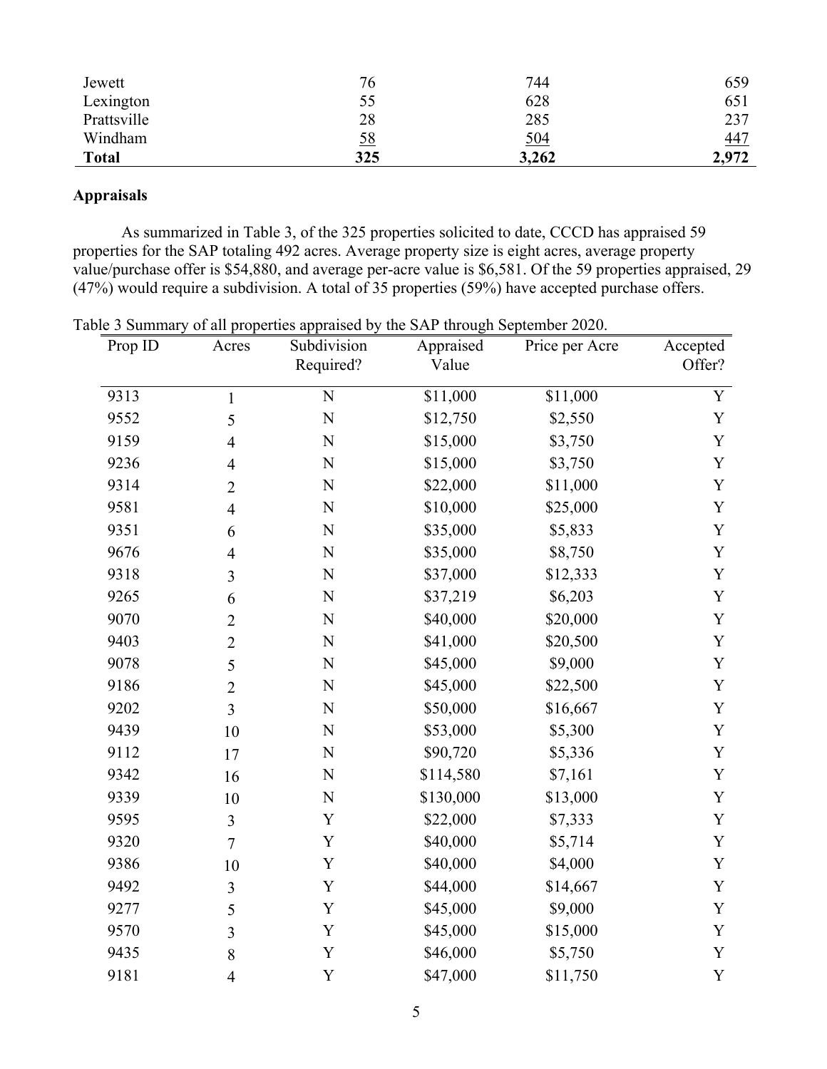| | | | |
|---|---|---|---|
| Jewett | 76 | 744 | 659 |
| Lexington | 55 | 628 | 651 |
| Prattsville | 28 | 285 | 237 |
| Windham | 58 | 504 | 447 |
| **Total** | **325** | **3,262** | **2,972** |

## Appraisals

As summarized in Table 3, of the 325 properties solicited to date, CCCD has appraised 59 properties for the SAP totaling 492 acres. Average property size is eight acres, average property value/purchase offer is $54,880, and average per-acre value is $6,581. Of the 59 properties appraised, 29 (47%) would require a subdivision. A total of 35 properties (59%) have accepted purchase offers.

Table 3 Summary of all properties appraised by the SAP through September 2020.

| Prop ID | Acres | Subdivision Required? | Appraised Value | Price per Acre | Accepted Offer? |
|---|---|---|---|---|---|
| 9313 | 1 | N | $11,000 | $11,000 | Y |
| 9552 | 5 | N | $12,750 | $2,550 | Y |
| 9159 | 4 | N | $15,000 | $3,750 | Y |
| 9236 | 4 | N | $15,000 | $3,750 | Y |
| 9314 | 2 | N | $22,000 | $11,000 | Y |
| 9581 | 4 | N | $10,000 | $25,000 | Y |
| 9351 | 6 | N | $35,000 | $5,833 | Y |
| 9676 | 4 | N | $35,000 | $8,750 | Y |
| 9318 | 3 | N | $37,000 | $12,333 | Y |
| 9265 | 6 | N | $37,219 | $6,203 | Y |
| 9070 | 2 | N | $40,000 | $20,000 | Y |
| 9403 | 2 | N | $41,000 | $20,500 | Y |
| 9078 | 5 | N | $45,000 | $9,000 | Y |
| 9186 | 2 | N | $45,000 | $22,500 | Y |
| 9202 | 3 | N | $50,000 | $16,667 | Y |
| 9439 | 10 | N | $53,000 | $5,300 | Y |
| 9112 | 17 | N | $90,720 | $5,336 | Y |
| 9342 | 16 | N | $114,580 | $7,161 | Y |
| 9339 | 10 | N | $130,000 | $13,000 | Y |
| 9595 | 3 | Y | $22,000 | $7,333 | Y |
| 9320 | 7 | Y | $40,000 | $5,714 | Y |
| 9386 | 10 | Y | $40,000 | $4,000 | Y |
| 9492 | 3 | Y | $44,000 | $14,667 | Y |
| 9277 | 5 | Y | $45,000 | $9,000 | Y |
| 9570 | 3 | Y | $45,000 | $15,000 | Y |
| 9435 | 8 | Y | $46,000 | $5,750 | Y |
| 9181 | 4 | Y | $47,000 | $11,750 | Y |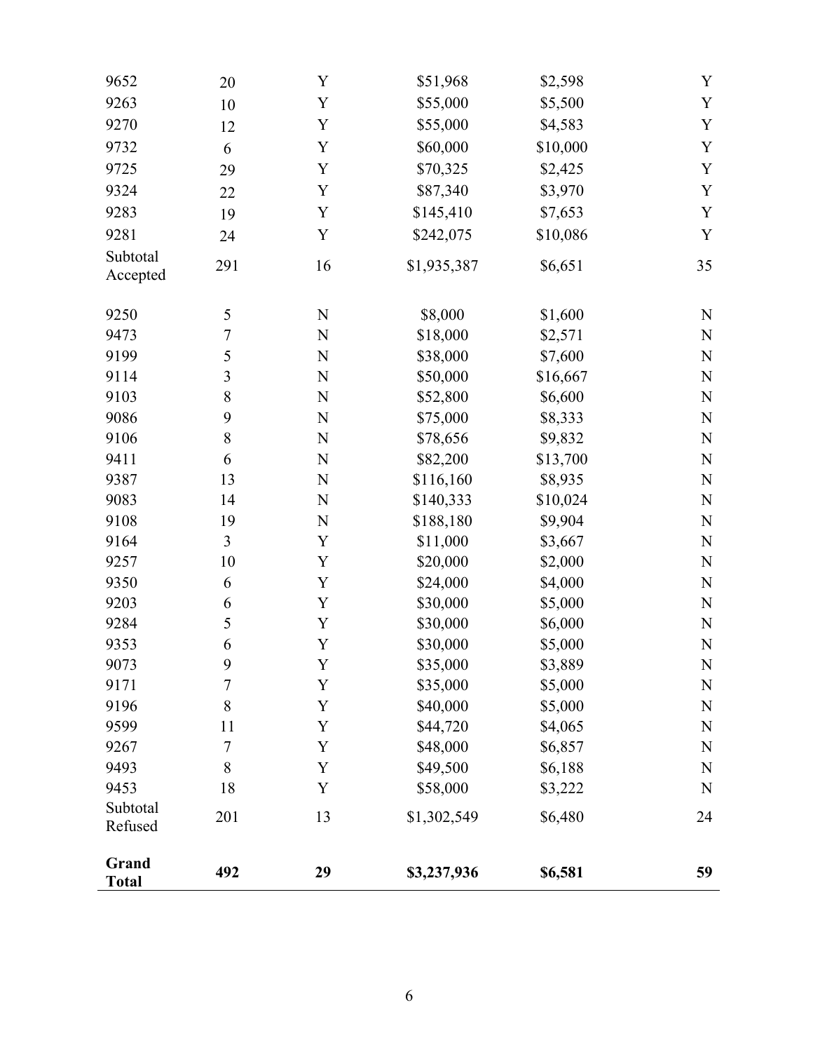| | | | | | |
|---|---|---|---|---|---|
| 9652 | 20 | Y | $51,968 | $2,598 | Y |
| 9263 | 10 | Y | $55,000 | $5,500 | Y |
| 9270 | 12 | Y | $55,000 | $4,583 | Y |
| 9732 | 6 | Y | $60,000 | $10,000 | Y |
| 9725 | 29 | Y | $70,325 | $2,425 | Y |
| 9324 | 22 | Y | $87,340 | $3,970 | Y |
| 9283 | 19 | Y | $145,410 | $7,653 | Y |
| 9281 | 24 | Y | $242,075 | $10,086 | Y |
| Subtotal Accepted | 291 | 16 | $1,935,387 | $6,651 | 35 |
| 9250 | 5 | N | $8,000 | $1,600 | N |
| 9473 | 7 | N | $18,000 | $2,571 | N |
| 9199 | 5 | N | $38,000 | $7,600 | N |
| 9114 | 3 | N | $50,000 | $16,667 | N |
| 9103 | 8 | N | $52,800 | $6,600 | N |
| 9086 | 9 | N | $75,000 | $8,333 | N |
| 9106 | 8 | N | $78,656 | $9,832 | N |
| 9411 | 6 | N | $82,200 | $13,700 | N |
| 9387 | 13 | N | $116,160 | $8,935 | N |
| 9083 | 14 | N | $140,333 | $10,024 | N |
| 9108 | 19 | N | $188,180 | $9,904 | N |
| 9164 | 3 | Y | $11,000 | $3,667 | N |
| 9257 | 10 | Y | $20,000 | $2,000 | N |
| 9350 | 6 | Y | $24,000 | $4,000 | N |
| 9203 | 6 | Y | $30,000 | $5,000 | N |
| 9284 | 5 | Y | $30,000 | $6,000 | N |
| 9353 | 6 | Y | $30,000 | $5,000 | N |
| 9073 | 9 | Y | $35,000 | $3,889 | N |
| 9171 | 7 | Y | $35,000 | $5,000 | N |
| 9196 | 8 | Y | $40,000 | $5,000 | N |
| 9599 | 11 | Y | $44,720 | $4,065 | N |
| 9267 | 7 | Y | $48,000 | $6,857 | N |
| 9493 | 8 | Y | $49,500 | $6,188 | N |
| 9453 | 18 | Y | $58,000 | $3,222 | N |
| Subtotal Refused | 201 | 13 | $1,302,549 | $6,480 | 24 |
| **Grand Total** | **492** | **29** | **$3,237,936** | **$6,581** | **59** |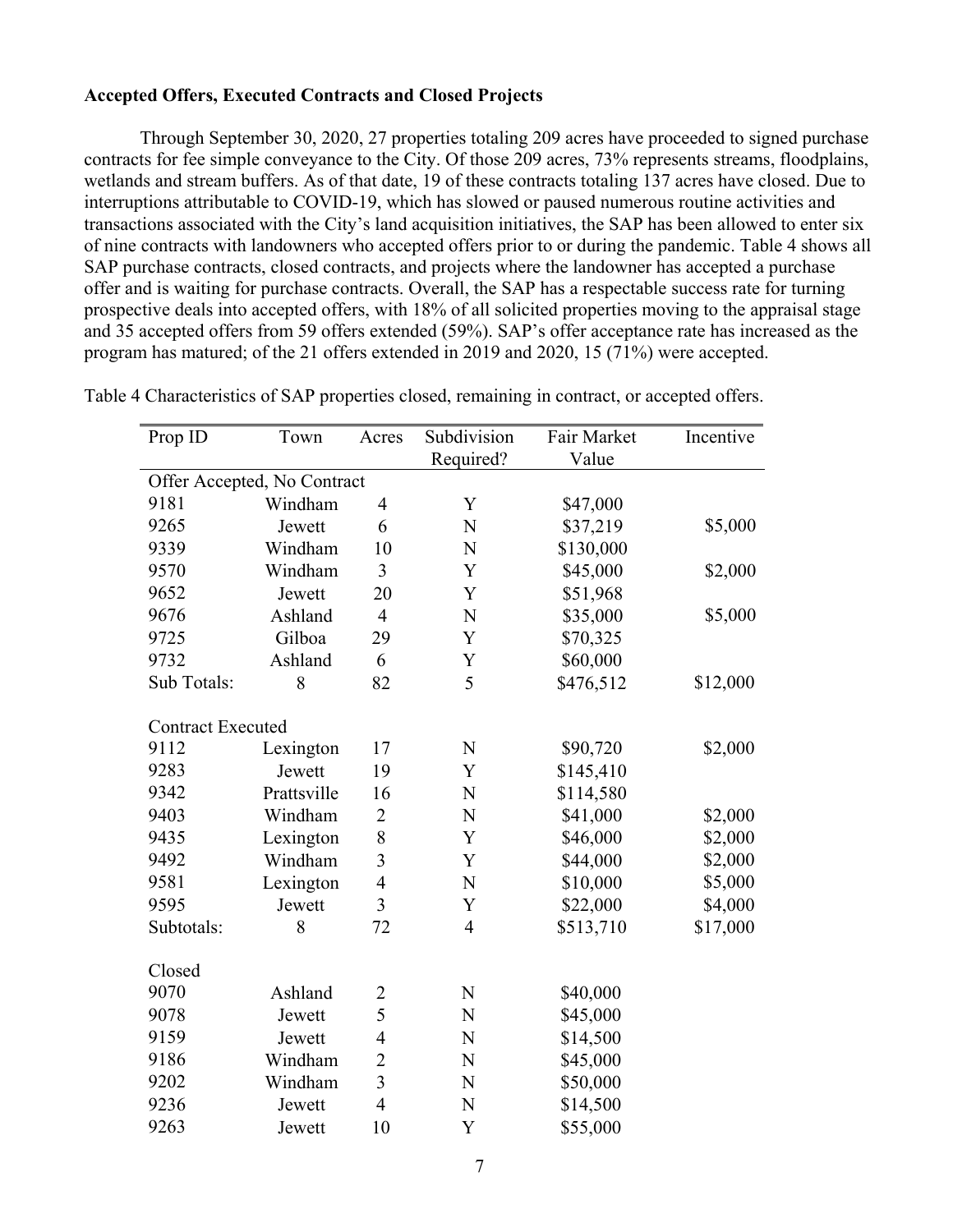**Accepted Offers, Executed Contracts and Closed Projects**

Through September 30, 2020, 27 properties totaling 209 acres have proceeded to signed purchase contracts for fee simple conveyance to the City. Of those 209 acres, 73% represents streams, floodplains, wetlands and stream buffers. As of that date, 19 of these contracts totaling 137 acres have closed. Due to interruptions attributable to COVID-19, which has slowed or paused numerous routine activities and transactions associated with the City's land acquisition initiatives, the SAP has been allowed to enter six of nine contracts with landowners who accepted offers prior to or during the pandemic. Table 4 shows all SAP purchase contracts, closed contracts, and projects where the landowner has accepted a purchase offer and is waiting for purchase contracts. Overall, the SAP has a respectable success rate for turning prospective deals into accepted offers, with 18% of all solicited properties moving to the appraisal stage and 35 accepted offers from 59 offers extended (59%). SAP's offer acceptance rate has increased as the program has matured; of the 21 offers extended in 2019 and 2020, 15 (71%) were accepted.

Table 4 Characteristics of SAP properties closed, remaining in contract, or accepted offers.

| Prop ID | Town | Acres | Subdivision Required? | Fair Market Value | Incentive |
|---|---|---|---|---|---|
| Offer Accepted, No Contract | | | | | |
| 9181 | Windham | 4 | Y | $47,000 | |
| 9265 | Jewett | 6 | N | $37,219 | $5,000 |
| 9339 | Windham | 10 | N | $130,000 | |
| 9570 | Windham | 3 | Y | $45,000 | $2,000 |
| 9652 | Jewett | 20 | Y | $51,968 | |
| 9676 | Ashland | 4 | N | $35,000 | $5,000 |
| 9725 | Gilboa | 29 | Y | $70,325 | |
| 9732 | Ashland | 6 | Y | $60,000 | |
| Sub Totals: | 8 | 82 | 5 | $476,512 | $12,000 |
| | | | | | |
| Contract Executed | | | | | |
| 9112 | Lexington | 17 | N | $90,720 | $2,000 |
| 9283 | Jewett | 19 | Y | $145,410 | |
| 9342 | Prattsville | 16 | N | $114,580 | |
| 9403 | Windham | 2 | N | $41,000 | $2,000 |
| 9435 | Lexington | 8 | Y | $46,000 | $2,000 |
| 9492 | Windham | 3 | Y | $44,000 | $2,000 |
| 9581 | Lexington | 4 | N | $10,000 | $5,000 |
| 9595 | Jewett | 3 | Y | $22,000 | $4,000 |
| Subtotals: | 8 | 72 | 4 | $513,710 | $17,000 |
| | | | | | |
| Closed | | | | | |
| 9070 | Ashland | 2 | N | $40,000 | |
| 9078 | Jewett | 5 | N | $45,000 | |
| 9159 | Jewett | 4 | N | $14,500 | |
| 9186 | Windham | 2 | N | $45,000 | |
| 9202 | Windham | 3 | N | $50,000 | |
| 9236 | Jewett | 4 | N | $14,500 | |
| 9263 | Jewett | 10 | Y | $55,000 | |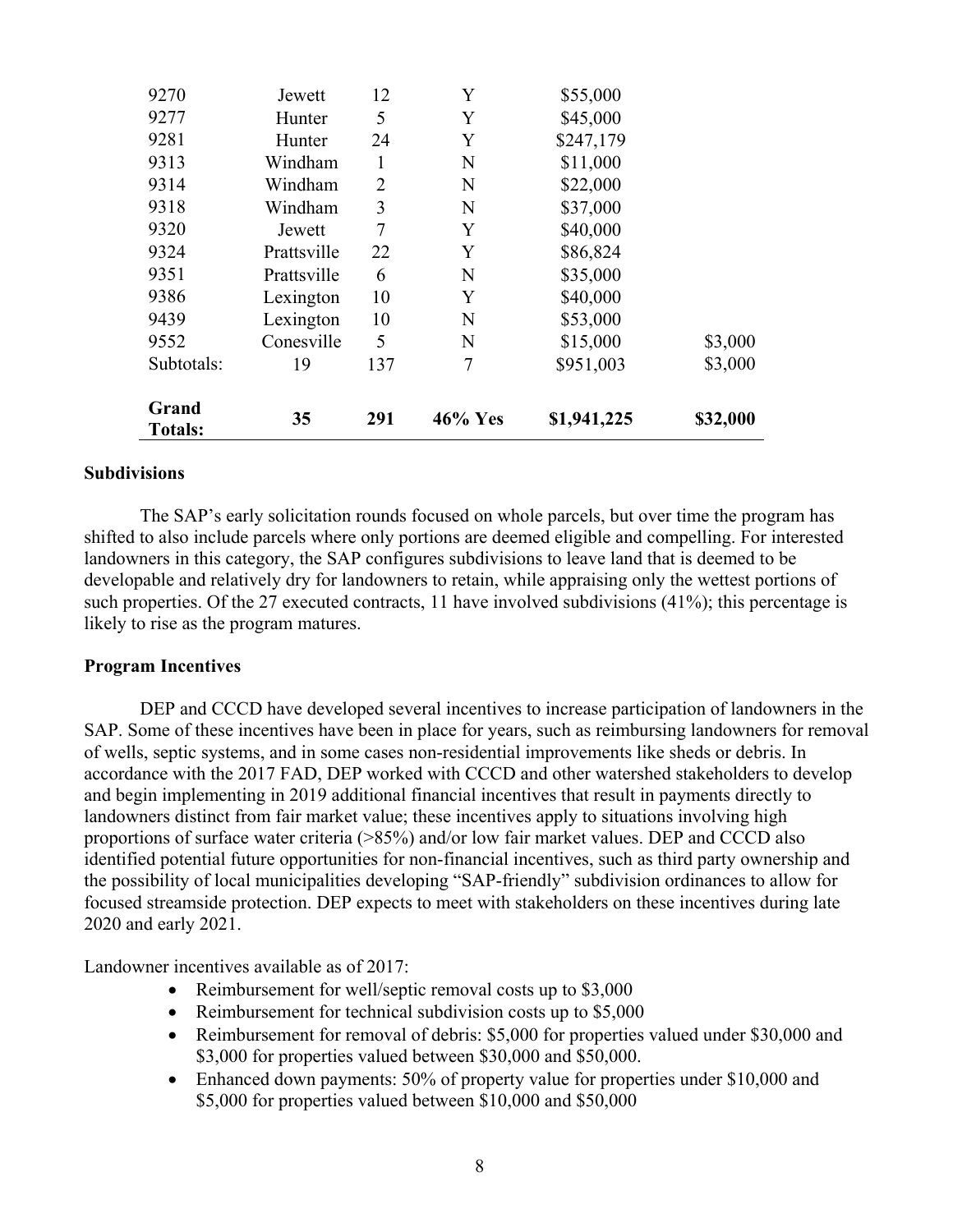| | | | | | |
|---|---|---|---|---|---|
| 9270 | Jewett | 12 | Y | \$55,000 | |
| 9277 | Hunter | 5 | Y | \$45,000 | |
| 9281 | Hunter | 24 | Y | \$247,179 | |
| 9313 | Windham | 1 | N | \$11,000 | |
| 9314 | Windham | 2 | N | \$22,000 | |
| 9318 | Windham | 3 | N | \$37,000 | |
| 9320 | Jewett | 7 | Y | \$40,000 | |
| 9324 | Prattsville | 22 | Y | \$86,824 | |
| 9351 | Prattsville | 6 | N | \$35,000 | |
| 9386 | Lexington | 10 | Y | \$40,000 | |
| 9439 | Lexington | 10 | N | \$53,000 | |
| 9552 | Conesville | 5 | N | \$15,000 | \$3,000 |
| Subtotals: | 19 | 137 | 7 | \$951,003 | \$3,000 |
| **Grand Totals:** | **35** | **291** | **46% Yes** | **\$1,941,225** | **\$32,000** |

**Subdivisions**

The SAP's early solicitation rounds focused on whole parcels, but over time the program has shifted to also include parcels where only portions are deemed eligible and compelling. For interested landowners in this category, the SAP configures subdivisions to leave land that is deemed to be developable and relatively dry for landowners to retain, while appraising only the wettest portions of such properties. Of the 27 executed contracts, 11 have involved subdivisions (41%); this percentage is likely to rise as the program matures.

**Program Incentives**

DEP and CCCD have developed several incentives to increase participation of landowners in the SAP. Some of these incentives have been in place for years, such as reimbursing landowners for removal of wells, septic systems, and in some cases non-residential improvements like sheds or debris. In accordance with the 2017 FAD, DEP worked with CCCD and other watershed stakeholders to develop and begin implementing in 2019 additional financial incentives that result in payments directly to landowners distinct from fair market value; these incentives apply to situations involving high proportions of surface water criteria (>85%) and/or low fair market values. DEP and CCCD also identified potential future opportunities for non-financial incentives, such as third party ownership and the possibility of local municipalities developing "SAP-friendly" subdivision ordinances to allow for focused streamside protection. DEP expects to meet with stakeholders on these incentives during late 2020 and early 2021.

Landowner incentives available as of 2017:

- Reimbursement for well/septic removal costs up to \$3,000
- Reimbursement for technical subdivision costs up to \$5,000
- Reimbursement for removal of debris: \$5,000 for properties valued under \$30,000 and \$3,000 for properties valued between \$30,000 and \$50,000.
- Enhanced down payments: 50% of property value for properties under \$10,000 and \$5,000 for properties valued between \$10,000 and \$50,000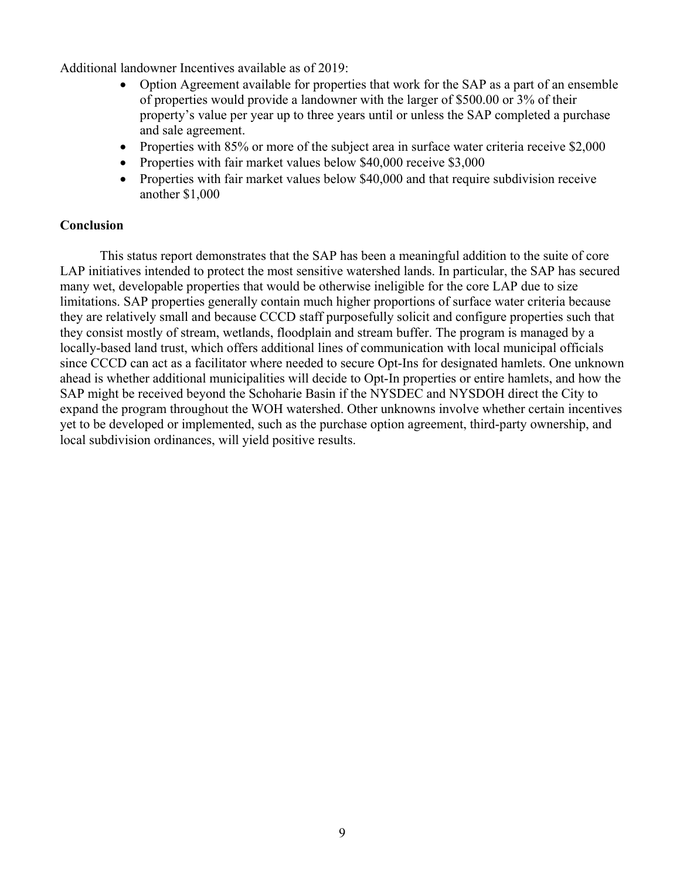Additional landowner Incentives available as of 2019:

- Option Agreement available for properties that work for the SAP as a part of an ensemble of properties would provide a landowner with the larger of $500.00 or 3% of their property's value per year up to three years until or unless the SAP completed a purchase and sale agreement.
- Properties with 85% or more of the subject area in surface water criteria receive $2,000
- Properties with fair market values below $40,000 receive $3,000
- Properties with fair market values below $40,000 and that require subdivision receive another $1,000

**Conclusion**

This status report demonstrates that the SAP has been a meaningful addition to the suite of core LAP initiatives intended to protect the most sensitive watershed lands. In particular, the SAP has secured many wet, developable properties that would be otherwise ineligible for the core LAP due to size limitations. SAP properties generally contain much higher proportions of surface water criteria because they are relatively small and because CCCD staff purposefully solicit and configure properties such that they consist mostly of stream, wetlands, floodplain and stream buffer. The program is managed by a locally-based land trust, which offers additional lines of communication with local municipal officials since CCCD can act as a facilitator where needed to secure Opt-Ins for designated hamlets. One unknown ahead is whether additional municipalities will decide to Opt-In properties or entire hamlets, and how the SAP might be received beyond the Schoharie Basin if the NYSDEC and NYSDOH direct the City to expand the program throughout the WOH watershed. Other unknowns involve whether certain incentives yet to be developed or implemented, such as the purchase option agreement, third-party ownership, and local subdivision ordinances, will yield positive results.